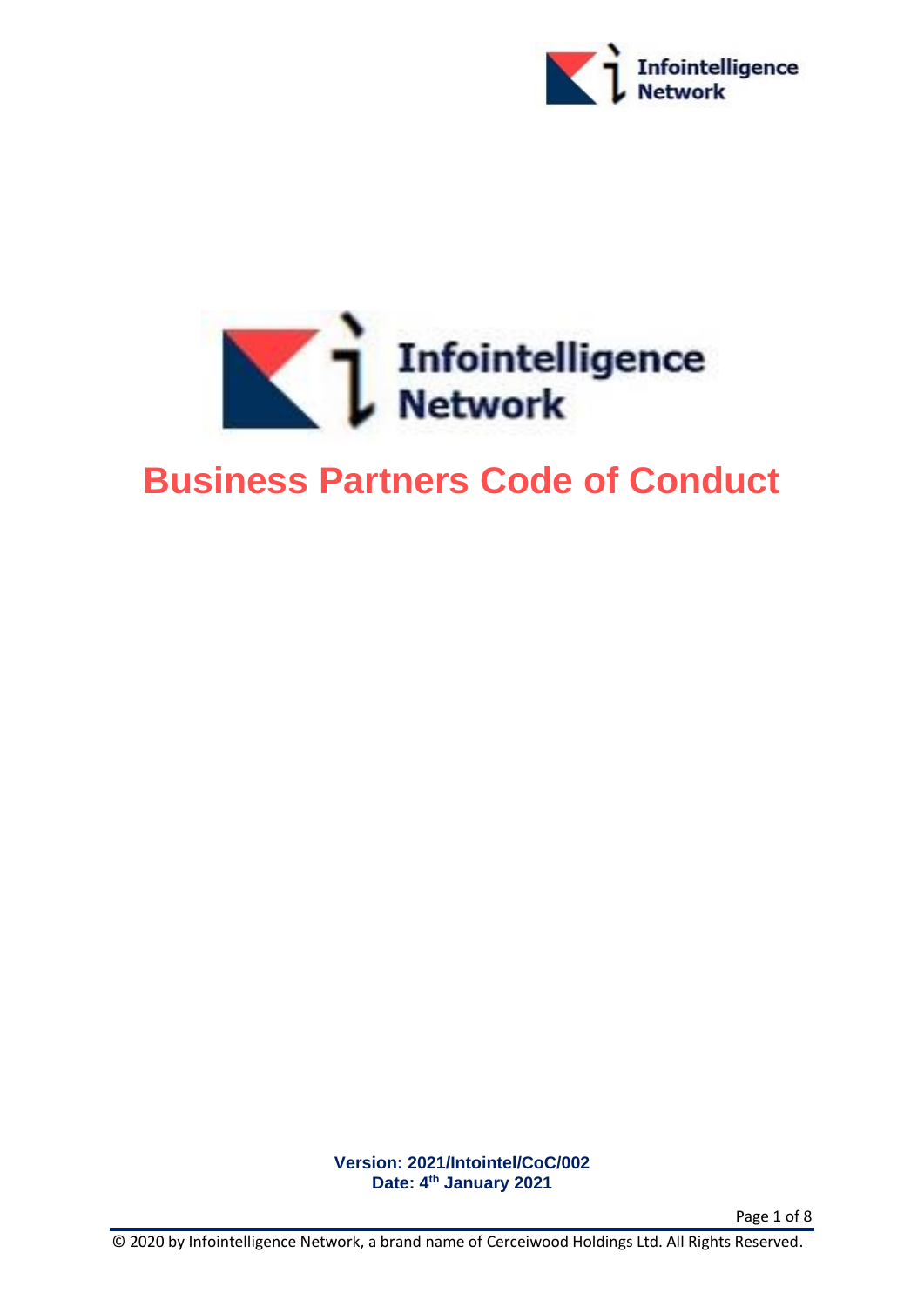Infointelligence Network

# Business Partners Code of Conduct

**Version: 2021/Intointel/CoC/002**
**Date: 4th January 2021**

© 2020 by Infointelligence Network, a brand name of Cerceiwood Holdings Ltd. All Rights Reserved.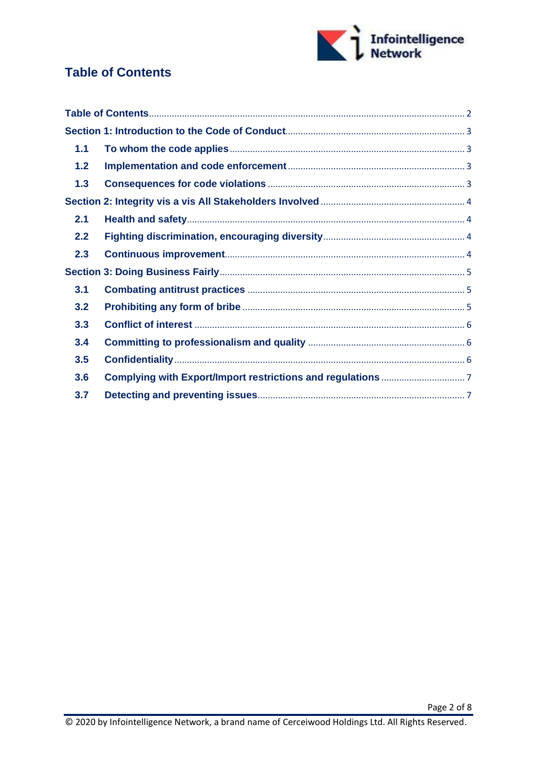# Table of Contents

Table of Contents ........................................................................................................ 2

Section 1: Introduction to the Code of Conduct ........................................................ 3

- 1.1 To whom the code applies ........................................................................ 3
- 1.2 Implementation and code enforcement ..................................................... 3
- 1.3 Consequences for code violations ............................................................ 3

Section 2: Integrity vis a vis All Stakeholders Involved ............................................ 4

- 2.1 Health and safety ...................................................................................... 4
- 2.2 Fighting discrimination, encouraging diversity ........................................ 4
- 2.3 Continuous improvement .......................................................................... 4

Section 3: Doing Business Fairly ............................................................................... 5

- 3.1 Combating antitrust practices ................................................................... 5
- 3.2 Prohibiting any form of bribe .................................................................... 5
- 3.3 Conflict of interest ..................................................................................... 6
- 3.4 Committing to professionalism and quality .............................................. 6
- 3.5 Confidentiality ............................................................................................ 6
- 3.6 Complying with Export/Import restrictions and regulations ...................... 7
- 3.7 Detecting and preventing issues ................................................................ 7

© 2020 by Infointelligence Network, a brand name of Cerceiwood Holdings Ltd. All Rights Reserved.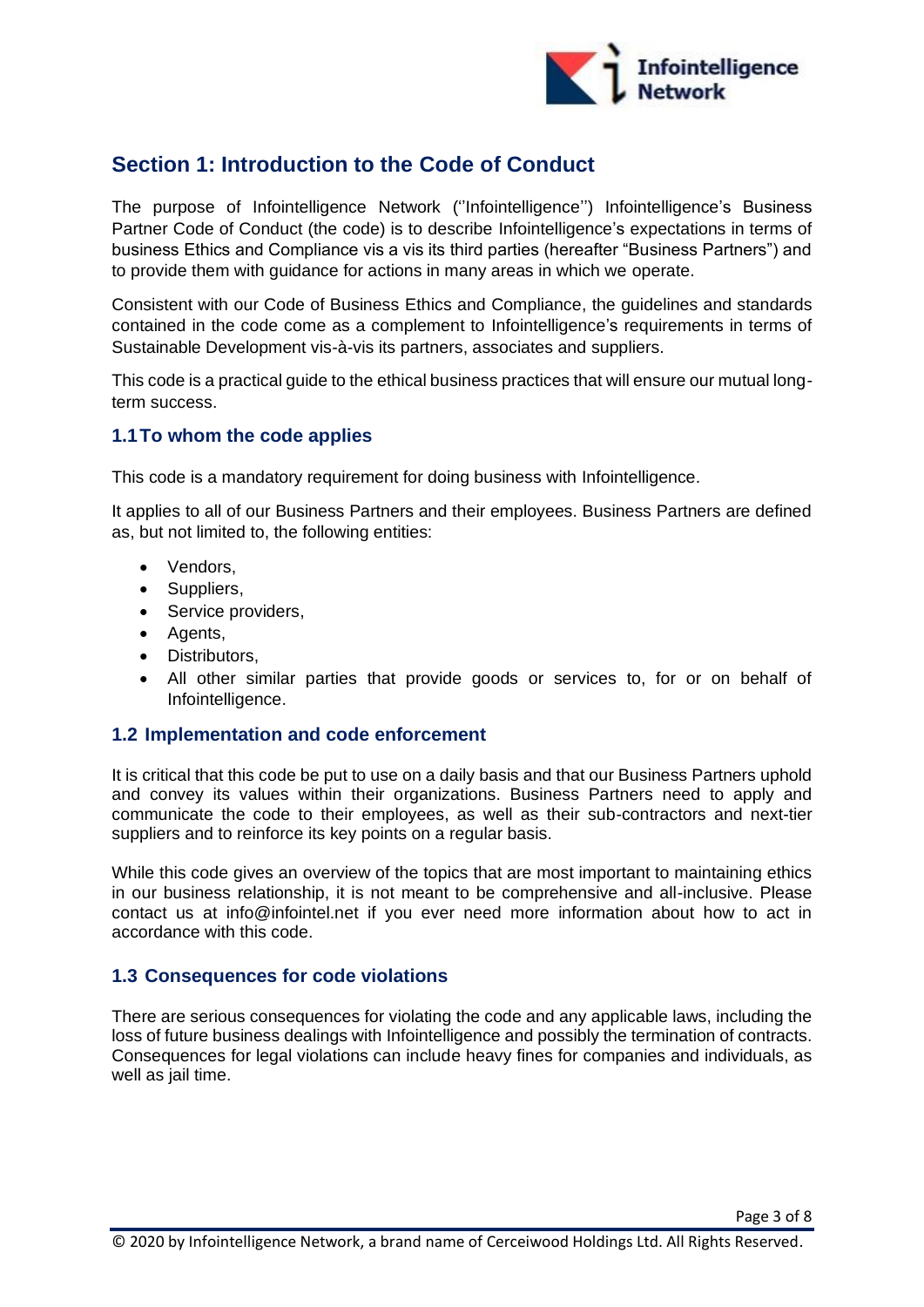## Section 1: Introduction to the Code of Conduct

The purpose of Infointelligence Network (''Infointelligence'') Infointelligence's Business Partner Code of Conduct (the code) is to describe Infointelligence's expectations in terms of business Ethics and Compliance vis a vis its third parties (hereafter "Business Partners") and to provide them with guidance for actions in many areas in which we operate.

Consistent with our Code of Business Ethics and Compliance, the guidelines and standards contained in the code come as a complement to Infointelligence's requirements in terms of Sustainable Development vis-à-vis its partners, associates and suppliers.

This code is a practical guide to the ethical business practices that will ensure our mutual long-term success.

### 1.1 To whom the code applies

This code is a mandatory requirement for doing business with Infointelligence.

It applies to all of our Business Partners and their employees. Business Partners are defined as, but not limited to, the following entities:

- Vendors,
- Suppliers,
- Service providers,
- Agents,
- Distributors,
- All other similar parties that provide goods or services to, for or on behalf of Infointelligence.

### 1.2 Implementation and code enforcement

It is critical that this code be put to use on a daily basis and that our Business Partners uphold and convey its values within their organizations. Business Partners need to apply and communicate the code to their employees, as well as their sub-contractors and next-tier suppliers and to reinforce its key points on a regular basis.

While this code gives an overview of the topics that are most important to maintaining ethics in our business relationship, it is not meant to be comprehensive and all-inclusive. Please contact us at info@infointel.net if you ever need more information about how to act in accordance with this code.

### 1.3 Consequences for code violations

There are serious consequences for violating the code and any applicable laws, including the loss of future business dealings with Infointelligence and possibly the termination of contracts. Consequences for legal violations can include heavy fines for companies and individuals, as well as jail time.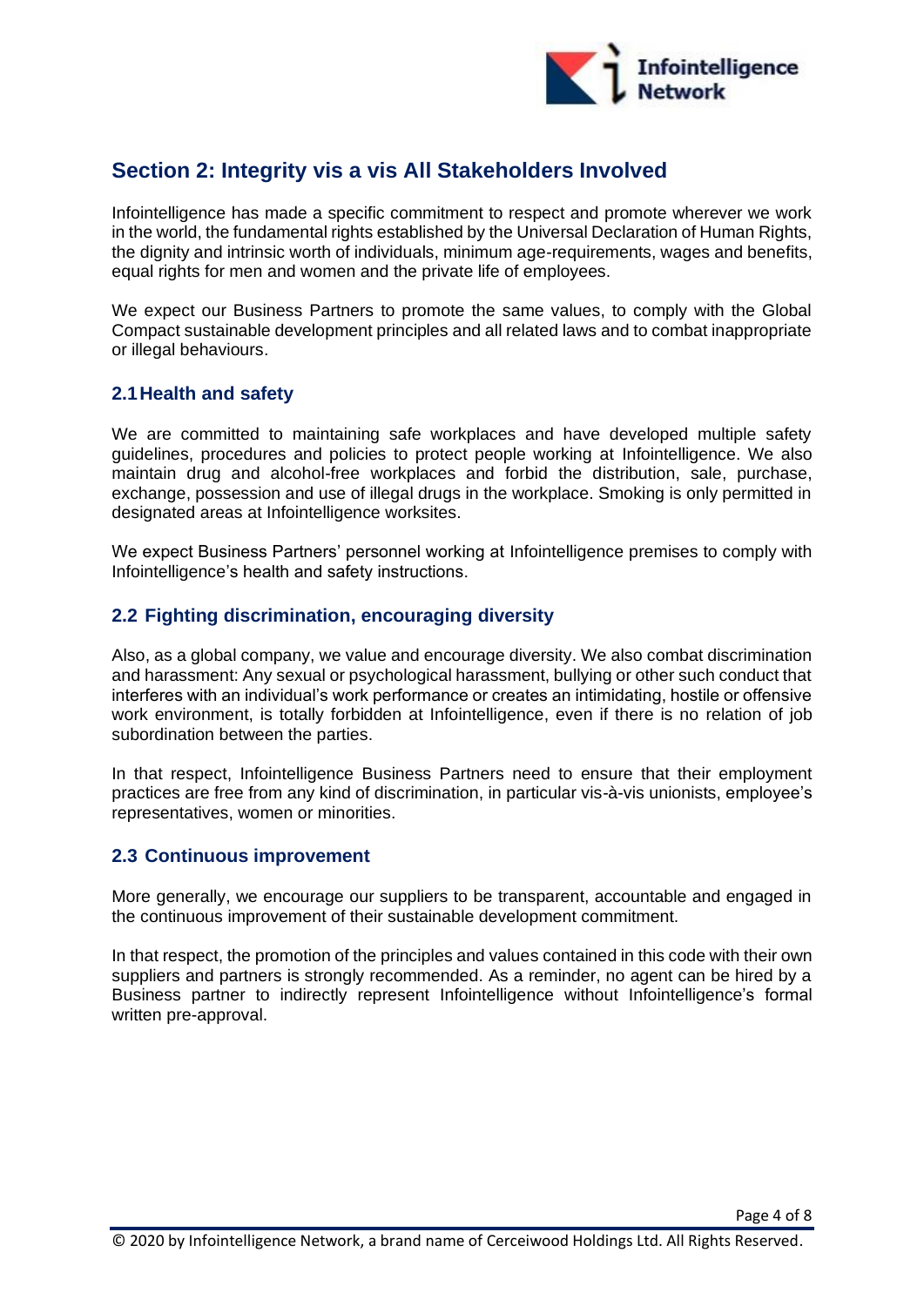## Section 2: Integrity vis a vis All Stakeholders Involved

Infointelligence has made a specific commitment to respect and promote wherever we work in the world, the fundamental rights established by the Universal Declaration of Human Rights, the dignity and intrinsic worth of individuals, minimum age-requirements, wages and benefits, equal rights for men and women and the private life of employees.

We expect our Business Partners to promote the same values, to comply with the Global Compact sustainable development principles and all related laws and to combat inappropriate or illegal behaviours.

### 2.1 Health and safety

We are committed to maintaining safe workplaces and have developed multiple safety guidelines, procedures and policies to protect people working at Infointelligence. We also maintain drug and alcohol-free workplaces and forbid the distribution, sale, purchase, exchange, possession and use of illegal drugs in the workplace. Smoking is only permitted in designated areas at Infointelligence worksites.

We expect Business Partners' personnel working at Infointelligence premises to comply with Infointelligence's health and safety instructions.

### 2.2 Fighting discrimination, encouraging diversity

Also, as a global company, we value and encourage diversity. We also combat discrimination and harassment: Any sexual or psychological harassment, bullying or other such conduct that interferes with an individual's work performance or creates an intimidating, hostile or offensive work environment, is totally forbidden at Infointelligence, even if there is no relation of job subordination between the parties.

In that respect, Infointelligence Business Partners need to ensure that their employment practices are free from any kind of discrimination, in particular vis-à-vis unionists, employee's representatives, women or minorities.

### 2.3 Continuous improvement

More generally, we encourage our suppliers to be transparent, accountable and engaged in the continuous improvement of their sustainable development commitment.

In that respect, the promotion of the principles and values contained in this code with their own suppliers and partners is strongly recommended. As a reminder, no agent can be hired by a Business partner to indirectly represent Infointelligence without Infointelligence's formal written pre-approval.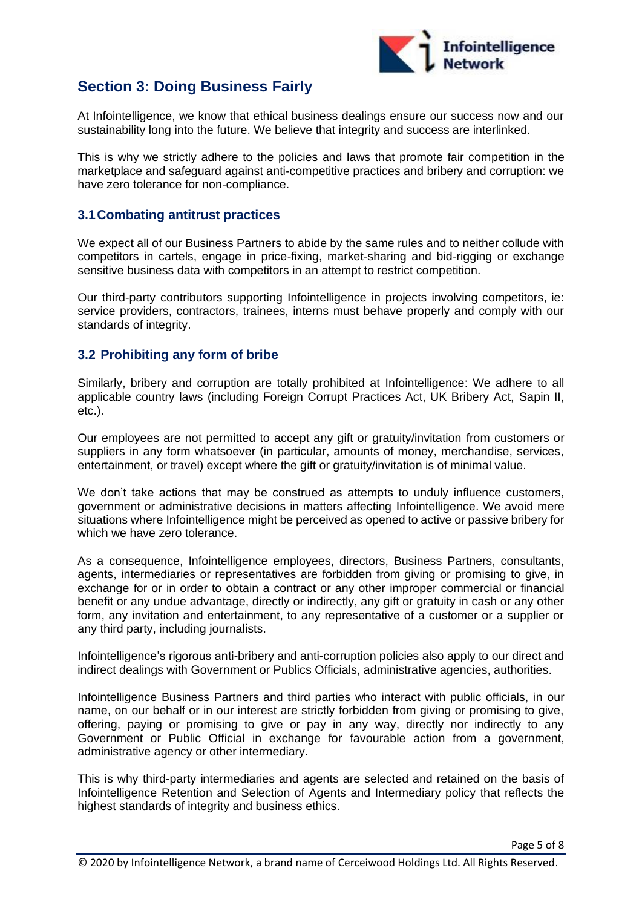## Section 3: Doing Business Fairly

At Infointelligence, we know that ethical business dealings ensure our success now and our sustainability long into the future. We believe that integrity and success are interlinked.

This is why we strictly adhere to the policies and laws that promote fair competition in the marketplace and safeguard against anti-competitive practices and bribery and corruption: we have zero tolerance for non-compliance.

### 3.1 Combating antitrust practices

We expect all of our Business Partners to abide by the same rules and to neither collude with competitors in cartels, engage in price-fixing, market-sharing and bid-rigging or exchange sensitive business data with competitors in an attempt to restrict competition.

Our third-party contributors supporting Infointelligence in projects involving competitors, ie: service providers, contractors, trainees, interns must behave properly and comply with our standards of integrity.

### 3.2 Prohibiting any form of bribe

Similarly, bribery and corruption are totally prohibited at Infointelligence: We adhere to all applicable country laws (including Foreign Corrupt Practices Act, UK Bribery Act, Sapin II, etc.).

Our employees are not permitted to accept any gift or gratuity/invitation from customers or suppliers in any form whatsoever (in particular, amounts of money, merchandise, services, entertainment, or travel) except where the gift or gratuity/invitation is of minimal value.

We don't take actions that may be construed as attempts to unduly influence customers, government or administrative decisions in matters affecting Infointelligence. We avoid mere situations where Infointelligence might be perceived as opened to active or passive bribery for which we have zero tolerance.

As a consequence, Infointelligence employees, directors, Business Partners, consultants, agents, intermediaries or representatives are forbidden from giving or promising to give, in exchange for or in order to obtain a contract or any other improper commercial or financial benefit or any undue advantage, directly or indirectly, any gift or gratuity in cash or any other form, any invitation and entertainment, to any representative of a customer or a supplier or any third party, including journalists.

Infointelligence's rigorous anti-bribery and anti-corruption policies also apply to our direct and indirect dealings with Government or Publics Officials, administrative agencies, authorities.

Infointelligence Business Partners and third parties who interact with public officials, in our name, on our behalf or in our interest are strictly forbidden from giving or promising to give, offering, paying or promising to give or pay in any way, directly nor indirectly to any Government or Public Official in exchange for favourable action from a government, administrative agency or other intermediary.

This is why third-party intermediaries and agents are selected and retained on the basis of Infointelligence Retention and Selection of Agents and Intermediary policy that reflects the highest standards of integrity and business ethics.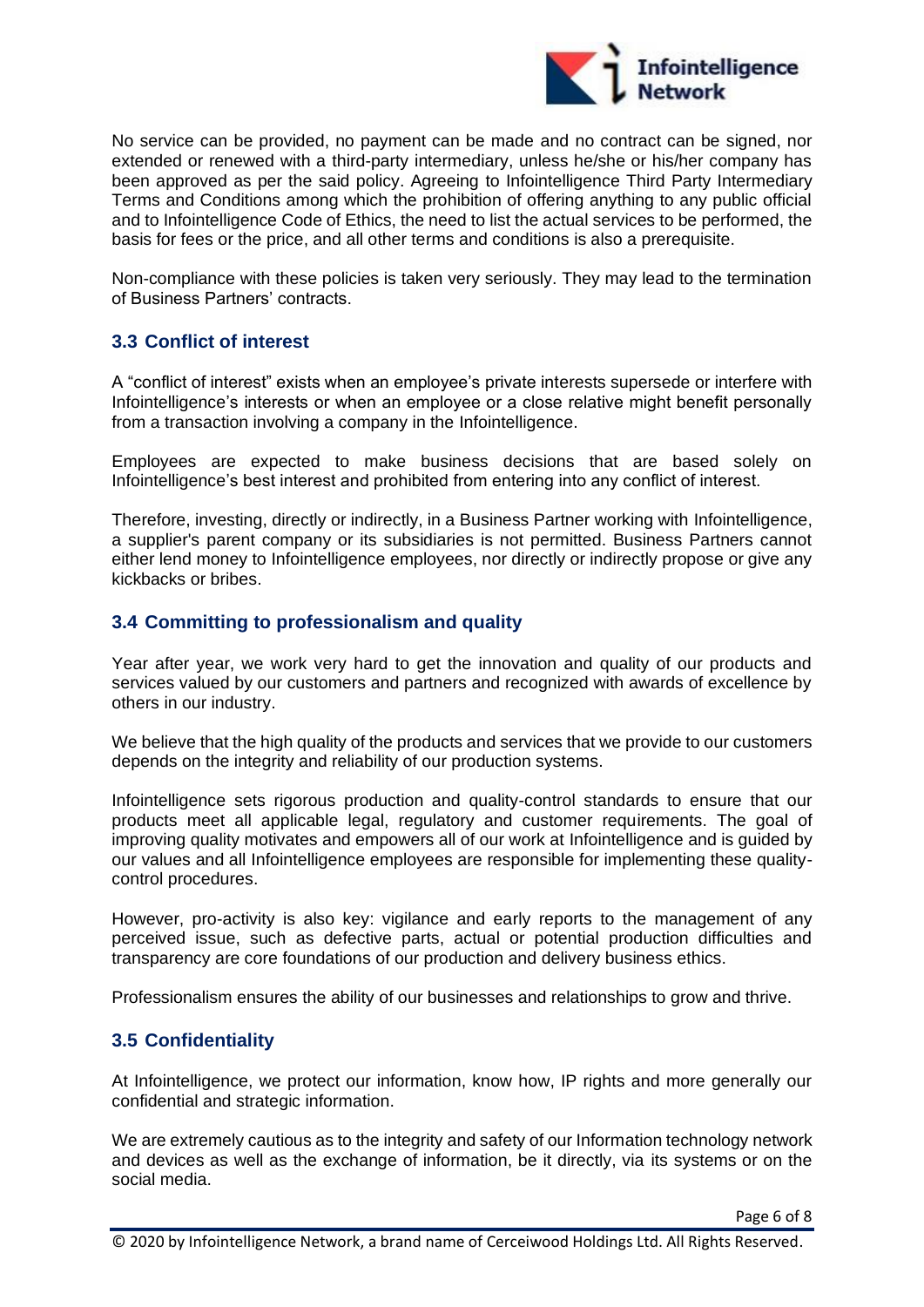No service can be provided, no payment can be made and no contract can be signed, nor extended or renewed with a third-party intermediary, unless he/she or his/her company has been approved as per the said policy. Agreeing to Infointelligence Third Party Intermediary Terms and Conditions among which the prohibition of offering anything to any public official and to Infointelligence Code of Ethics, the need to list the actual services to be performed, the basis for fees or the price, and all other terms and conditions is also a prerequisite.

Non-compliance with these policies is taken very seriously. They may lead to the termination of Business Partners' contracts.

### 3.3 Conflict of interest

A "conflict of interest" exists when an employee's private interests supersede or interfere with Infointelligence's interests or when an employee or a close relative might benefit personally from a transaction involving a company in the Infointelligence.

Employees are expected to make business decisions that are based solely on Infointelligence's best interest and prohibited from entering into any conflict of interest.

Therefore, investing, directly or indirectly, in a Business Partner working with Infointelligence, a supplier's parent company or its subsidiaries is not permitted. Business Partners cannot either lend money to Infointelligence employees, nor directly or indirectly propose or give any kickbacks or bribes.

### 3.4 Committing to professionalism and quality

Year after year, we work very hard to get the innovation and quality of our products and services valued by our customers and partners and recognized with awards of excellence by others in our industry.

We believe that the high quality of the products and services that we provide to our customers depends on the integrity and reliability of our production systems.

Infointelligence sets rigorous production and quality-control standards to ensure that our products meet all applicable legal, regulatory and customer requirements. The goal of improving quality motivates and empowers all of our work at Infointelligence and is guided by our values and all Infointelligence employees are responsible for implementing these quality-control procedures.

However, pro-activity is also key: vigilance and early reports to the management of any perceived issue, such as defective parts, actual or potential production difficulties and transparency are core foundations of our production and delivery business ethics.

Professionalism ensures the ability of our businesses and relationships to grow and thrive.

### 3.5 Confidentiality

At Infointelligence, we protect our information, know how, IP rights and more generally our confidential and strategic information.

We are extremely cautious as to the integrity and safety of our Information technology network and devices as well as the exchange of information, be it directly, via its systems or on the social media.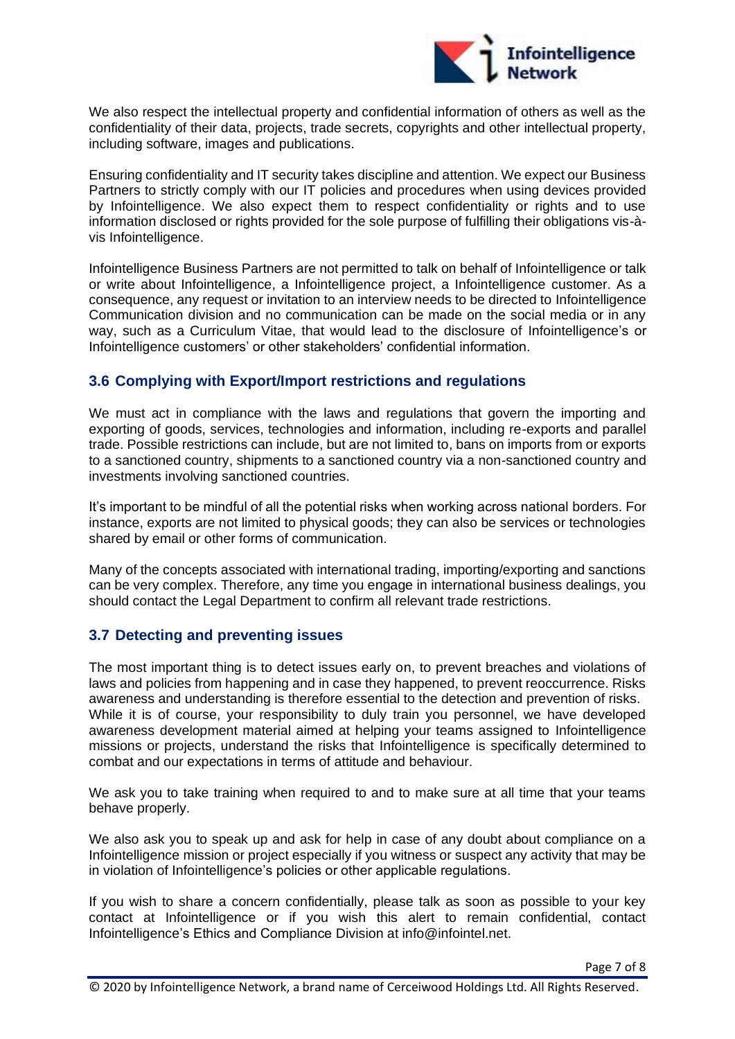We also respect the intellectual property and confidential information of others as well as the confidentiality of their data, projects, trade secrets, copyrights and other intellectual property, including software, images and publications.

Ensuring confidentiality and IT security takes discipline and attention. We expect our Business Partners to strictly comply with our IT policies and procedures when using devices provided by Infointelligence. We also expect them to respect confidentiality or rights and to use information disclosed or rights provided for the sole purpose of fulfilling their obligations vis-à-vis Infointelligence.

Infointelligence Business Partners are not permitted to talk on behalf of Infointelligence or talk or write about Infointelligence, a Infointelligence project, a Infointelligence customer. As a consequence, any request or invitation to an interview needs to be directed to Infointelligence Communication division and no communication can be made on the social media or in any way, such as a Curriculum Vitae, that would lead to the disclosure of Infointelligence's or Infointelligence customers' or other stakeholders' confidential information.

## 3.6 Complying with Export/Import restrictions and regulations

We must act in compliance with the laws and regulations that govern the importing and exporting of goods, services, technologies and information, including re-exports and parallel trade. Possible restrictions can include, but are not limited to, bans on imports from or exports to a sanctioned country, shipments to a sanctioned country via a non-sanctioned country and investments involving sanctioned countries.

It's important to be mindful of all the potential risks when working across national borders. For instance, exports are not limited to physical goods; they can also be services or technologies shared by email or other forms of communication.

Many of the concepts associated with international trading, importing/exporting and sanctions can be very complex. Therefore, any time you engage in international business dealings, you should contact the Legal Department to confirm all relevant trade restrictions.

## 3.7 Detecting and preventing issues

The most important thing is to detect issues early on, to prevent breaches and violations of laws and policies from happening and in case they happened, to prevent reoccurrence. Risks awareness and understanding is therefore essential to the detection and prevention of risks.
While it is of course, your responsibility to duly train you personnel, we have developed awareness development material aimed at helping your teams assigned to Infointelligence missions or projects, understand the risks that Infointelligence is specifically determined to combat and our expectations in terms of attitude and behaviour.

We ask you to take training when required to and to make sure at all time that your teams behave properly.

We also ask you to speak up and ask for help in case of any doubt about compliance on a Infointelligence mission or project especially if you witness or suspect any activity that may be in violation of Infointelligence's policies or other applicable regulations.

If you wish to share a concern confidentially, please talk as soon as possible to your key contact at Infointelligence or if you wish this alert to remain confidential, contact Infointelligence's Ethics and Compliance Division at info@infointel.net.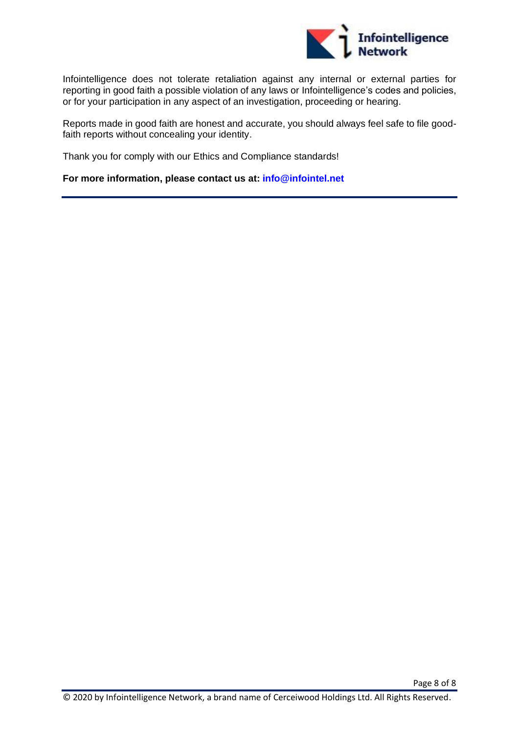Infointelligence does not tolerate retaliation against any internal or external parties for reporting in good faith a possible violation of any laws or Infointelligence's codes and policies, or for your participation in any aspect of an investigation, proceeding or hearing.

Reports made in good faith are honest and accurate, you should always feel safe to file good-faith reports without concealing your identity.

Thank you for comply with our Ethics and Compliance standards!

**For more information, please contact us at: info@infointel.net**